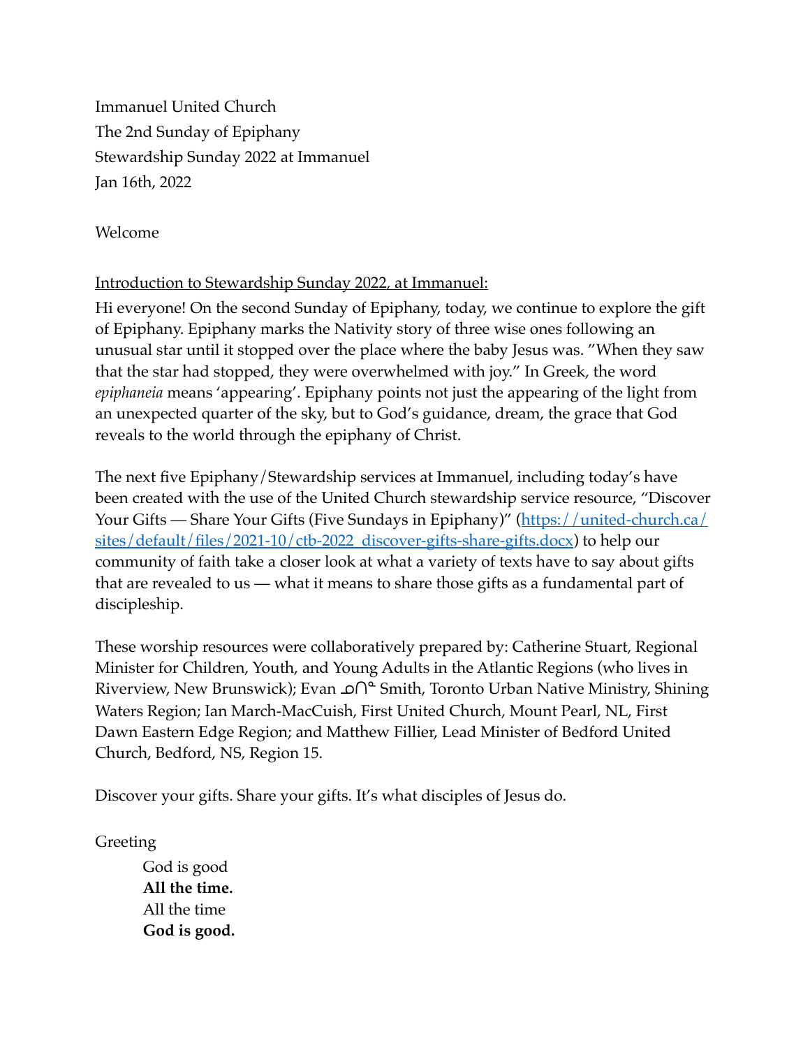Immanuel United Church
The 2nd Sunday of Epiphany
Stewardship Sunday 2022 at Immanuel
Jan 16th, 2022

Welcome

Introduction to Stewardship Sunday 2022, at Immanuel:

Hi everyone! On the second Sunday of Epiphany, today, we continue to explore the gift of Epiphany. Epiphany marks the Nativity story of three wise ones following an unusual star until it stopped over the place where the baby Jesus was. "When they saw that the star had stopped, they were overwhelmed with joy." In Greek, the word *epiphaneia* means 'appearing'. Epiphany points not just the appearing of the light from an unexpected quarter of the sky, but to God's guidance, dream, the grace that God reveals to the world through the epiphany of Christ.

The next five Epiphany/Stewardship services at Immanuel, including today's have been created with the use of the United Church stewardship service resource, "Discover Your Gifts — Share Your Gifts (Five Sundays in Epiphany)" ([https://united-church.ca/sites/default/files/2021-10/ctb-2022_discover-gifts-share-gifts.docx](https://united-church.ca/sites/default/files/2021-10/ctb-2022_discover-gifts-share-gifts.docx)) to help our community of faith take a closer look at what a variety of texts have to say about gifts that are revealed to us — what it means to share those gifts as a fundamental part of discipleship.

These worship resources were collaboratively prepared by: Catherine Stuart, Regional Minister for Children, Youth, and Young Adults in the Atlantic Regions (who lives in Riverview, New Brunswick); Evan ᓄᑎᓐ Smith, Toronto Urban Native Ministry, Shining Waters Region; Ian March-MacCuish, First United Church, Mount Pearl, NL, First Dawn Eastern Edge Region; and Matthew Fillier, Lead Minister of Bedford United Church, Bedford, NS, Region 15.

Discover your gifts. Share your gifts. It's what disciples of Jesus do.

Greeting

God is good
**All the time.**
All the time
**God is good.**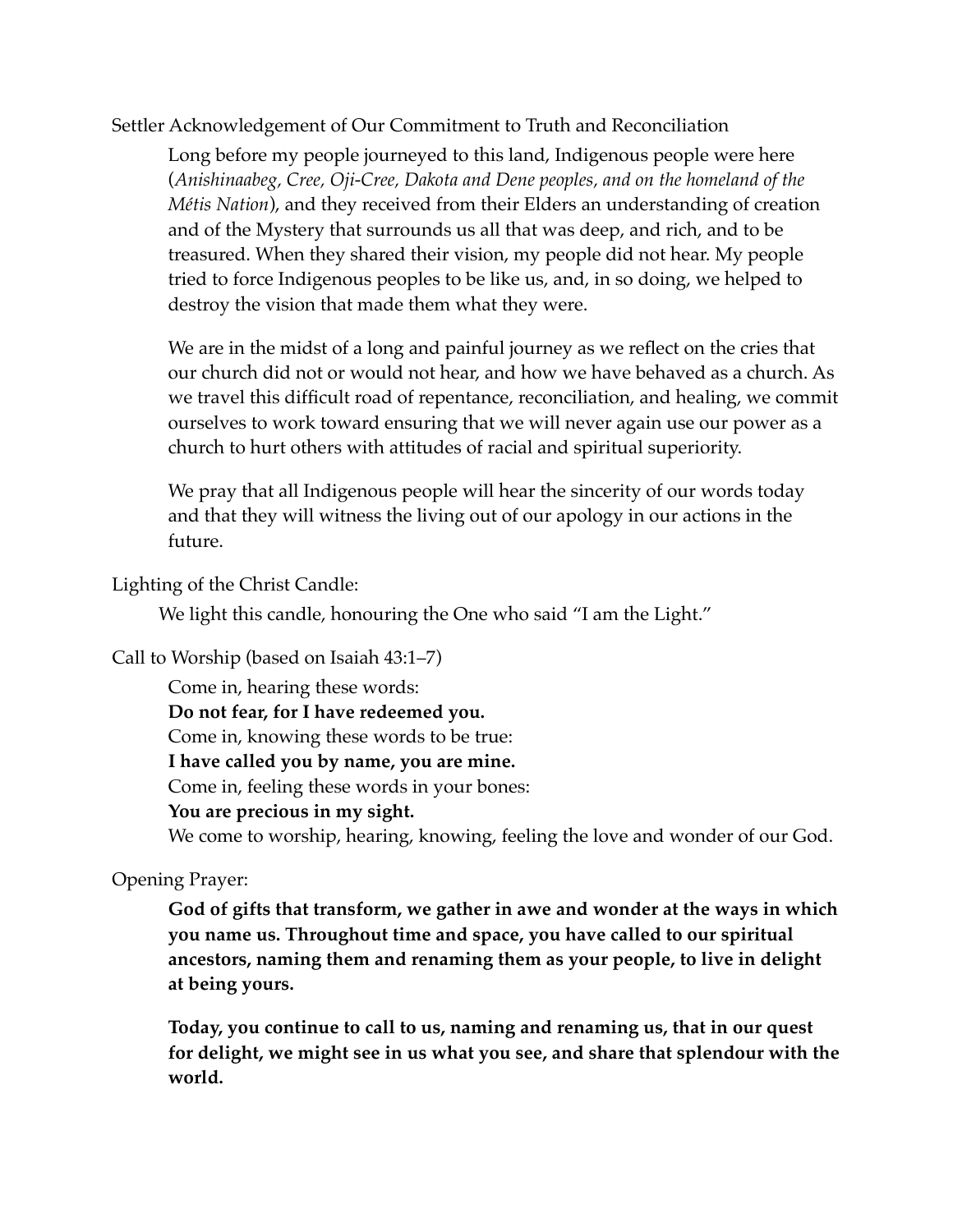Settler Acknowledgement of Our Commitment to Truth and Reconciliation

Long before my people journeyed to this land, Indigenous people were here (*Anishinaabeg, Cree, Oji-Cree, Dakota and Dene peoples, and on the homeland of the Métis Nation*), and they received from their Elders an understanding of creation and of the Mystery that surrounds us all that was deep, and rich, and to be treasured. When they shared their vision, my people did not hear. My people tried to force Indigenous peoples to be like us, and, in so doing, we helped to destroy the vision that made them what they were.

We are in the midst of a long and painful journey as we reflect on the cries that our church did not or would not hear, and how we have behaved as a church. As we travel this difficult road of repentance, reconciliation, and healing, we commit ourselves to work toward ensuring that we will never again use our power as a church to hurt others with attitudes of racial and spiritual superiority.

We pray that all Indigenous people will hear the sincerity of our words today and that they will witness the living out of our apology in our actions in the future.

Lighting of the Christ Candle:

We light this candle, honouring the One who said "I am the Light."

Call to Worship (based on Isaiah 43:1–7)

Come in, hearing these words:
**Do not fear, for I have redeemed you.**
Come in, knowing these words to be true:
**I have called you by name, you are mine.**
Come in, feeling these words in your bones:
**You are precious in my sight.**
We come to worship, hearing, knowing, feeling the love and wonder of our God.

Opening Prayer:

**God of gifts that transform, we gather in awe and wonder at the ways in which you name us. Throughout time and space, you have called to our spiritual ancestors, naming them and renaming them as your people, to live in delight at being yours.**

**Today, you continue to call to us, naming and renaming us, that in our quest for delight, we might see in us what you see, and share that splendour with the world.**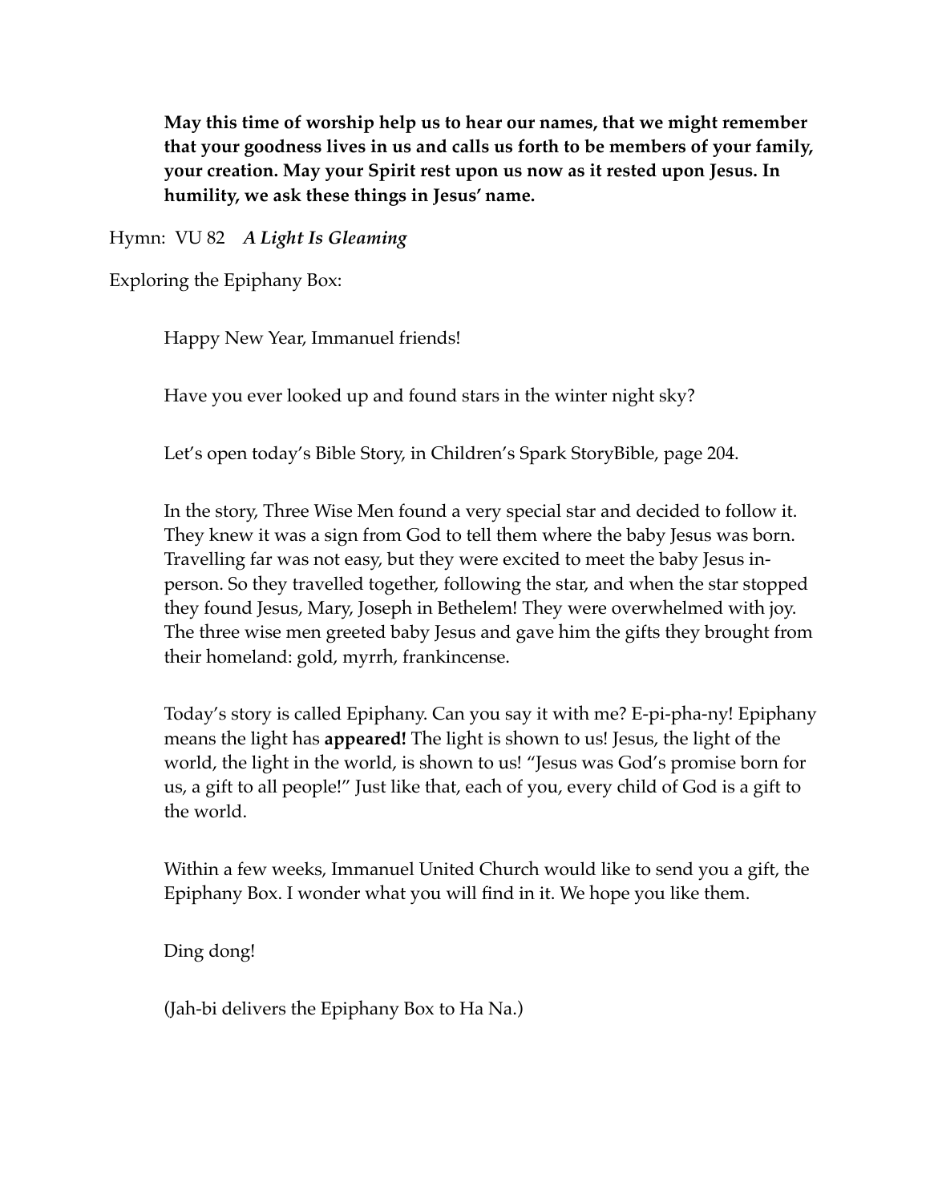**May this time of worship help us to hear our names, that we might remember that your goodness lives in us and calls us forth to be members of your family, your creation. May your Spirit rest upon us now as it rested upon Jesus. In humility, we ask these things in Jesus' name.**

Hymn: VU 82 ***A Light Is Gleaming***

Exploring the Epiphany Box:

Happy New Year, Immanuel friends!

Have you ever looked up and found stars in the winter night sky?

Let's open today's Bible Story, in Children's Spark StoryBible, page 204.

In the story, Three Wise Men found a very special star and decided to follow it. They knew it was a sign from God to tell them where the baby Jesus was born. Travelling far was not easy, but they were excited to meet the baby Jesus in-person. So they travelled together, following the star, and when the star stopped they found Jesus, Mary, Joseph in Bethelem! They were overwhelmed with joy. The three wise men greeted baby Jesus and gave him the gifts they brought from their homeland: gold, myrrh, frankincense.

Today's story is called Epiphany. Can you say it with me? E-pi-pha-ny! Epiphany means the light has **appeared!** The light is shown to us! Jesus, the light of the world, the light in the world, is shown to us! "Jesus was God's promise born for us, a gift to all people!" Just like that, each of you, every child of God is a gift to the world.

Within a few weeks, Immanuel United Church would like to send you a gift, the Epiphany Box. I wonder what you will find in it. We hope you like them.

Ding dong!

(Jah-bi delivers the Epiphany Box to Ha Na.)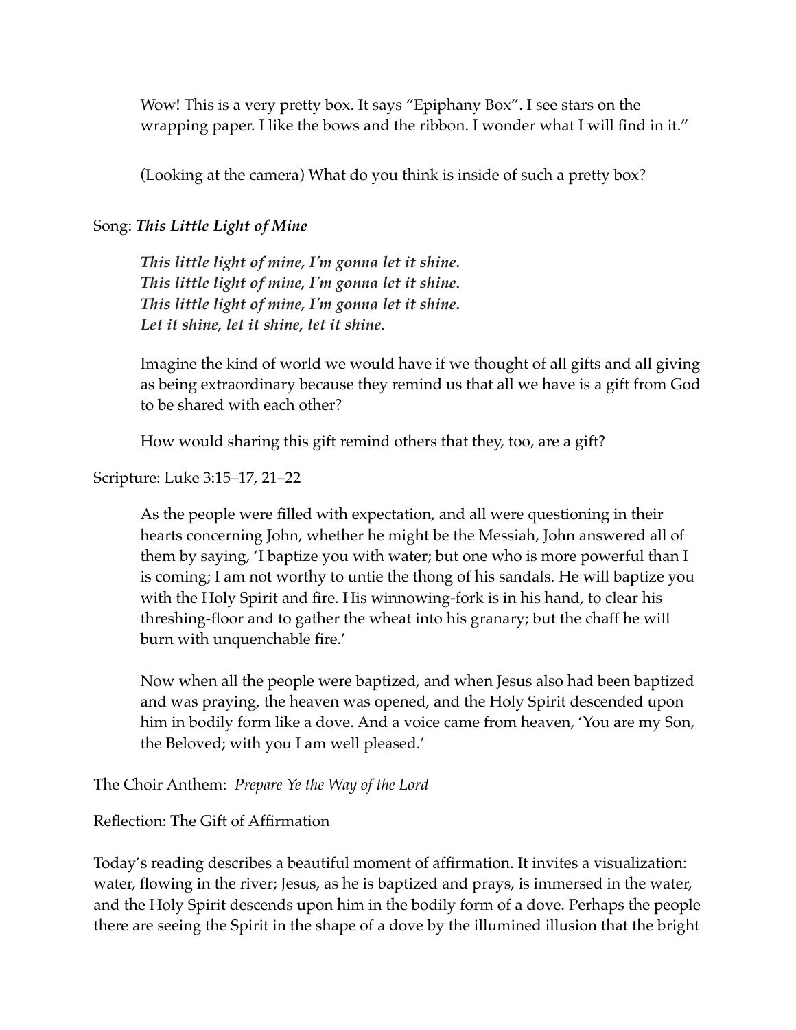Wow! This is a very pretty box. It says "Epiphany Box". I see stars on the wrapping paper. I like the bows and the ribbon. I wonder what I will find in it."

(Looking at the camera) What do you think is inside of such a pretty box?

Song: ***This Little Light of Mine***

> ***This little light of mine, I'm gonna let it shine.***
> ***This little light of mine, I'm gonna let it shine.***
> ***This little light of mine, I'm gonna let it shine.***
> ***Let it shine, let it shine, let it shine.***

Imagine the kind of world we would have if we thought of all gifts and all giving as being extraordinary because they remind us that all we have is a gift from God to be shared with each other?

How would sharing this gift remind others that they, too, are a gift?

Scripture: Luke 3:15–17, 21–22

> As the people were filled with expectation, and all were questioning in their hearts concerning John, whether he might be the Messiah, John answered all of them by saying, 'I baptize you with water; but one who is more powerful than I is coming; I am not worthy to untie the thong of his sandals. He will baptize you with the Holy Spirit and fire. His winnowing-fork is in his hand, to clear his threshing-floor and to gather the wheat into his granary; but the chaff he will burn with unquenchable fire.'
>
> Now when all the people were baptized, and when Jesus also had been baptized and was praying, the heaven was opened, and the Holy Spirit descended upon him in bodily form like a dove. And a voice came from heaven, 'You are my Son, the Beloved; with you I am well pleased.'

The Choir Anthem: *Prepare Ye the Way of the Lord*

Reflection: The Gift of Affirmation

Today's reading describes a beautiful moment of affirmation. It invites a visualization: water, flowing in the river; Jesus, as he is baptized and prays, is immersed in the water, and the Holy Spirit descends upon him in the bodily form of a dove. Perhaps the people there are seeing the Spirit in the shape of a dove by the illumined illusion that the bright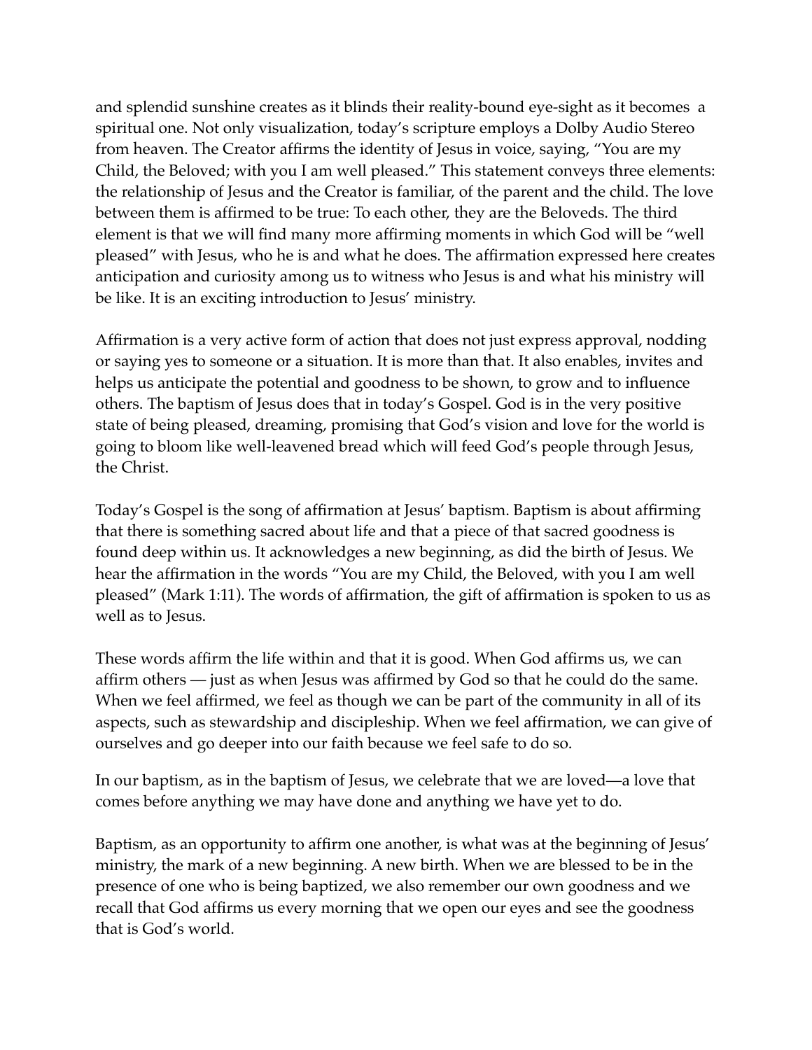and splendid sunshine creates as it blinds their reality-bound eye-sight as it becomes a spiritual one. Not only visualization, today's scripture employs a Dolby Audio Stereo from heaven. The Creator affirms the identity of Jesus in voice, saying, "You are my Child, the Beloved; with you I am well pleased." This statement conveys three elements: the relationship of Jesus and the Creator is familiar, of the parent and the child. The love between them is affirmed to be true: To each other, they are the Beloveds. The third element is that we will find many more affirming moments in which God will be "well pleased" with Jesus, who he is and what he does. The affirmation expressed here creates anticipation and curiosity among us to witness who Jesus is and what his ministry will be like. It is an exciting introduction to Jesus' ministry.

Affirmation is a very active form of action that does not just express approval, nodding or saying yes to someone or a situation. It is more than that. It also enables, invites and helps us anticipate the potential and goodness to be shown, to grow and to influence others. The baptism of Jesus does that in today's Gospel. God is in the very positive state of being pleased, dreaming, promising that God's vision and love for the world is going to bloom like well-leavened bread which will feed God's people through Jesus, the Christ.

Today's Gospel is the song of affirmation at Jesus' baptism. Baptism is about affirming that there is something sacred about life and that a piece of that sacred goodness is found deep within us. It acknowledges a new beginning, as did the birth of Jesus. We hear the affirmation in the words "You are my Child, the Beloved, with you I am well pleased" (Mark 1:11). The words of affirmation, the gift of affirmation is spoken to us as well as to Jesus.

These words affirm the life within and that it is good. When God affirms us, we can affirm others — just as when Jesus was affirmed by God so that he could do the same. When we feel affirmed, we feel as though we can be part of the community in all of its aspects, such as stewardship and discipleship. When we feel affirmation, we can give of ourselves and go deeper into our faith because we feel safe to do so.

In our baptism, as in the baptism of Jesus, we celebrate that we are loved—a love that comes before anything we may have done and anything we have yet to do.

Baptism, as an opportunity to affirm one another, is what was at the beginning of Jesus' ministry, the mark of a new beginning. A new birth. When we are blessed to be in the presence of one who is being baptized, we also remember our own goodness and we recall that God affirms us every morning that we open our eyes and see the goodness that is God's world.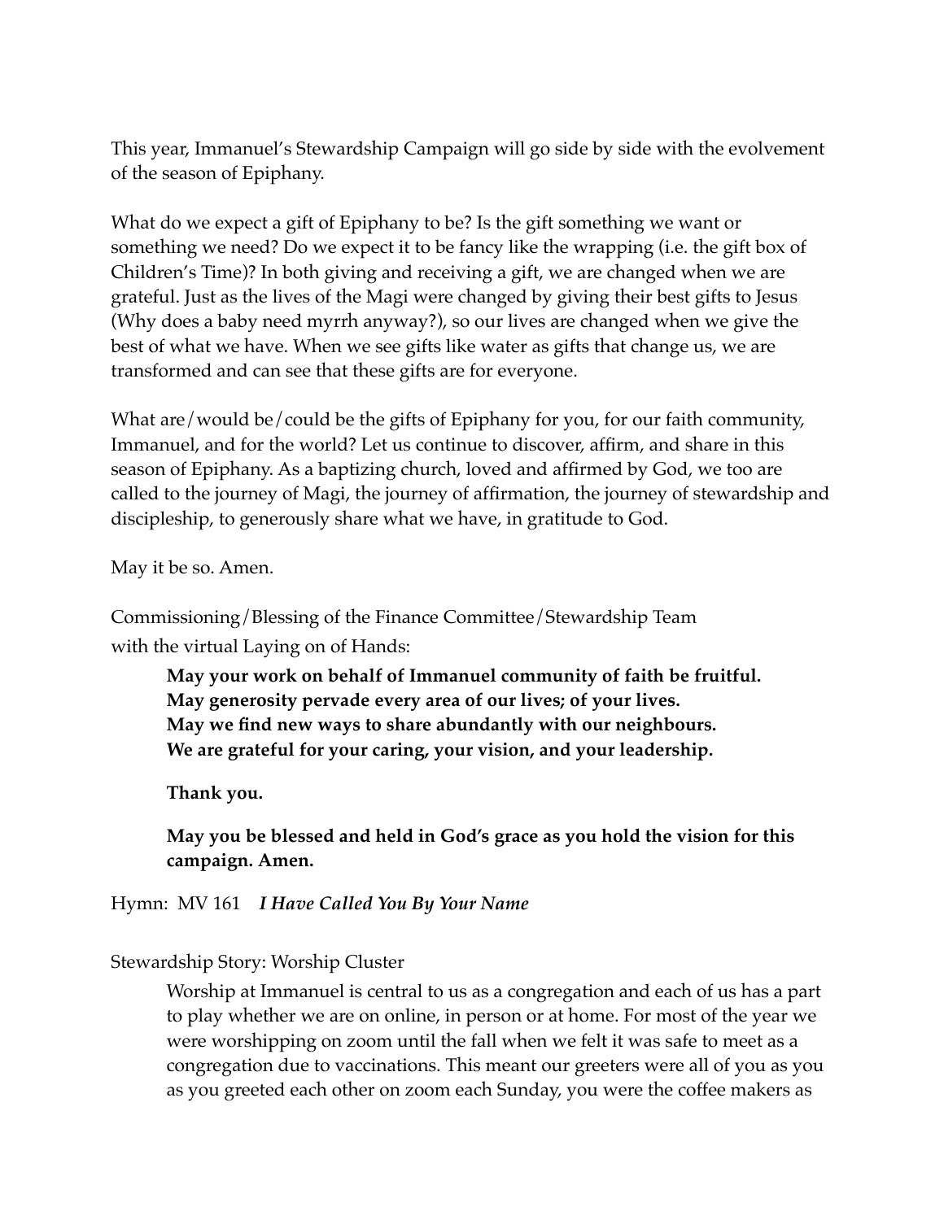This year, Immanuel's Stewardship Campaign will go side by side with the evolvement of the season of Epiphany.

What do we expect a gift of Epiphany to be? Is the gift something we want or something we need? Do we expect it to be fancy like the wrapping (i.e. the gift box of Children's Time)? In both giving and receiving a gift, we are changed when we are grateful. Just as the lives of the Magi were changed by giving their best gifts to Jesus (Why does a baby need myrrh anyway?), so our lives are changed when we give the best of what we have. When we see gifts like water as gifts that change us, we are transformed and can see that these gifts are for everyone.

What are/would be/could be the gifts of Epiphany for you, for our faith community, Immanuel, and for the world? Let us continue to discover, affirm, and share in this season of Epiphany. As a baptizing church, loved and affirmed by God, we too are called to the journey of Magi, the journey of affirmation, the journey of stewardship and discipleship, to generously share what we have, in gratitude to God.

May it be so. Amen.

Commissioning/Blessing of the Finance Committee/Stewardship Team
with the virtual Laying on of Hands:

> **May your work on behalf of Immanuel community of faith be fruitful.**
> **May generosity pervade every area of our lives; of your lives.**
> **May we find new ways to share abundantly with our neighbours.**
> **We are grateful for your caring, your vision, and your leadership.**
>
> **Thank you.**
>
> **May you be blessed and held in God's grace as you hold the vision for this campaign. Amen.**

Hymn: MV 161 ***I Have Called You By Your Name***

Stewardship Story: Worship Cluster

> Worship at Immanuel is central to us as a congregation and each of us has a part to play whether we are on online, in person or at home. For most of the year we were worshipping on zoom until the fall when we felt it was safe to meet as a congregation due to vaccinations. This meant our greeters were all of you as you as you greeted each other on zoom each Sunday, you were the coffee makers as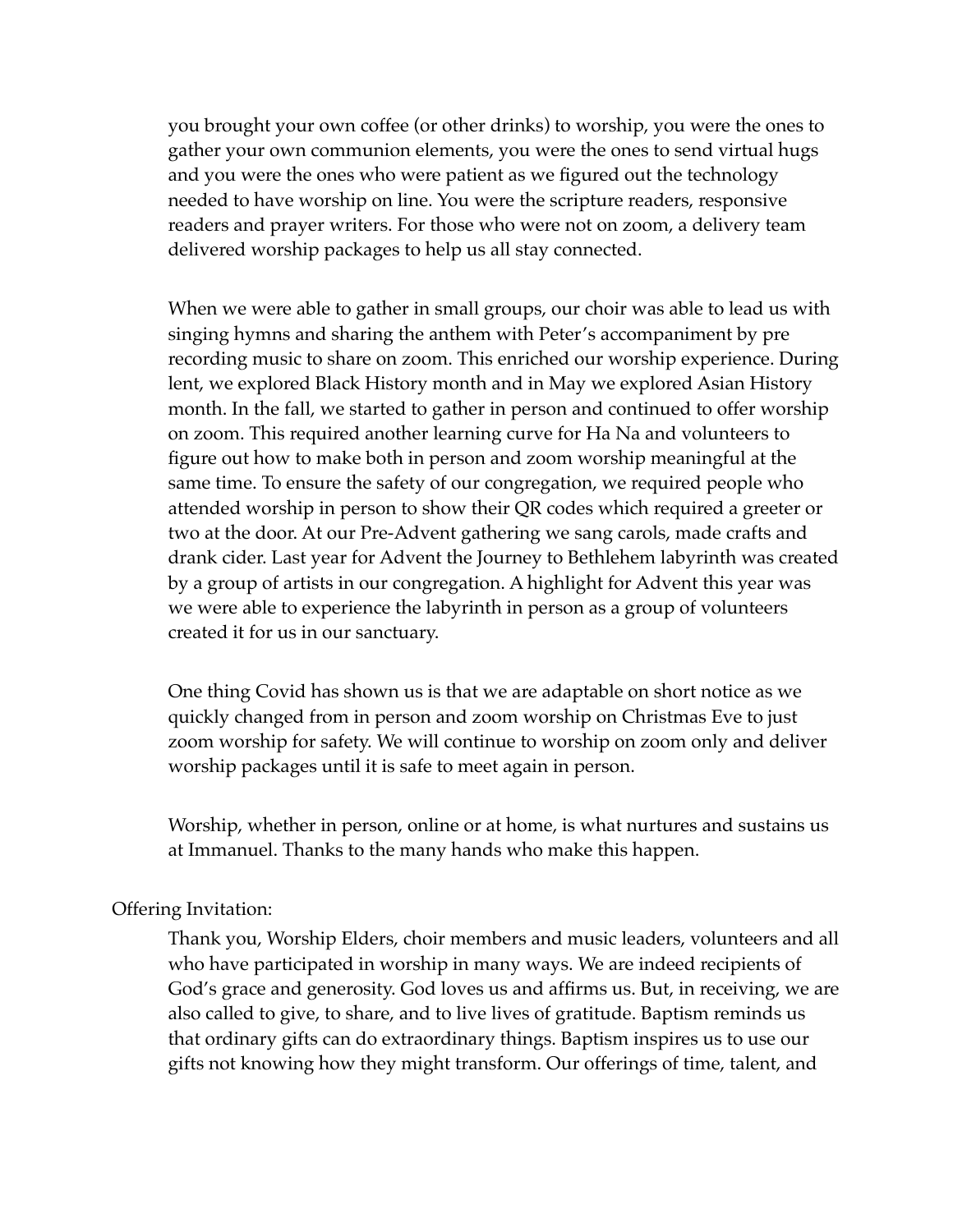you brought your own coffee (or other drinks) to worship, you were the ones to gather your own communion elements, you were the ones to send virtual hugs and you were the ones who were patient as we figured out the technology needed to have worship on line. You were the scripture readers, responsive readers and prayer writers. For those who were not on zoom, a delivery team delivered worship packages to help us all stay connected.

When we were able to gather in small groups, our choir was able to lead us with singing hymns and sharing the anthem with Peter's accompaniment by pre recording music to share on zoom. This enriched our worship experience. During lent, we explored Black History month and in May we explored Asian History month. In the fall, we started to gather in person and continued to offer worship on zoom. This required another learning curve for Ha Na and volunteers to figure out how to make both in person and zoom worship meaningful at the same time. To ensure the safety of our congregation, we required people who attended worship in person to show their QR codes which required a greeter or two at the door. At our Pre-Advent gathering we sang carols, made crafts and drank cider. Last year for Advent the Journey to Bethlehem labyrinth was created by a group of artists in our congregation. A highlight for Advent this year was we were able to experience the labyrinth in person as a group of volunteers created it for us in our sanctuary.

One thing Covid has shown us is that we are adaptable on short notice as we quickly changed from in person and zoom worship on Christmas Eve to just zoom worship for safety. We will continue to worship on zoom only and deliver worship packages until it is safe to meet again in person.

Worship, whether in person, online or at home, is what nurtures and sustains us at Immanuel. Thanks to the many hands who make this happen.

Offering Invitation:

Thank you, Worship Elders, choir members and music leaders, volunteers and all who have participated in worship in many ways. We are indeed recipients of God's grace and generosity. God loves us and affirms us. But, in receiving, we are also called to give, to share, and to live lives of gratitude. Baptism reminds us that ordinary gifts can do extraordinary things. Baptism inspires us to use our gifts not knowing how they might transform. Our offerings of time, talent, and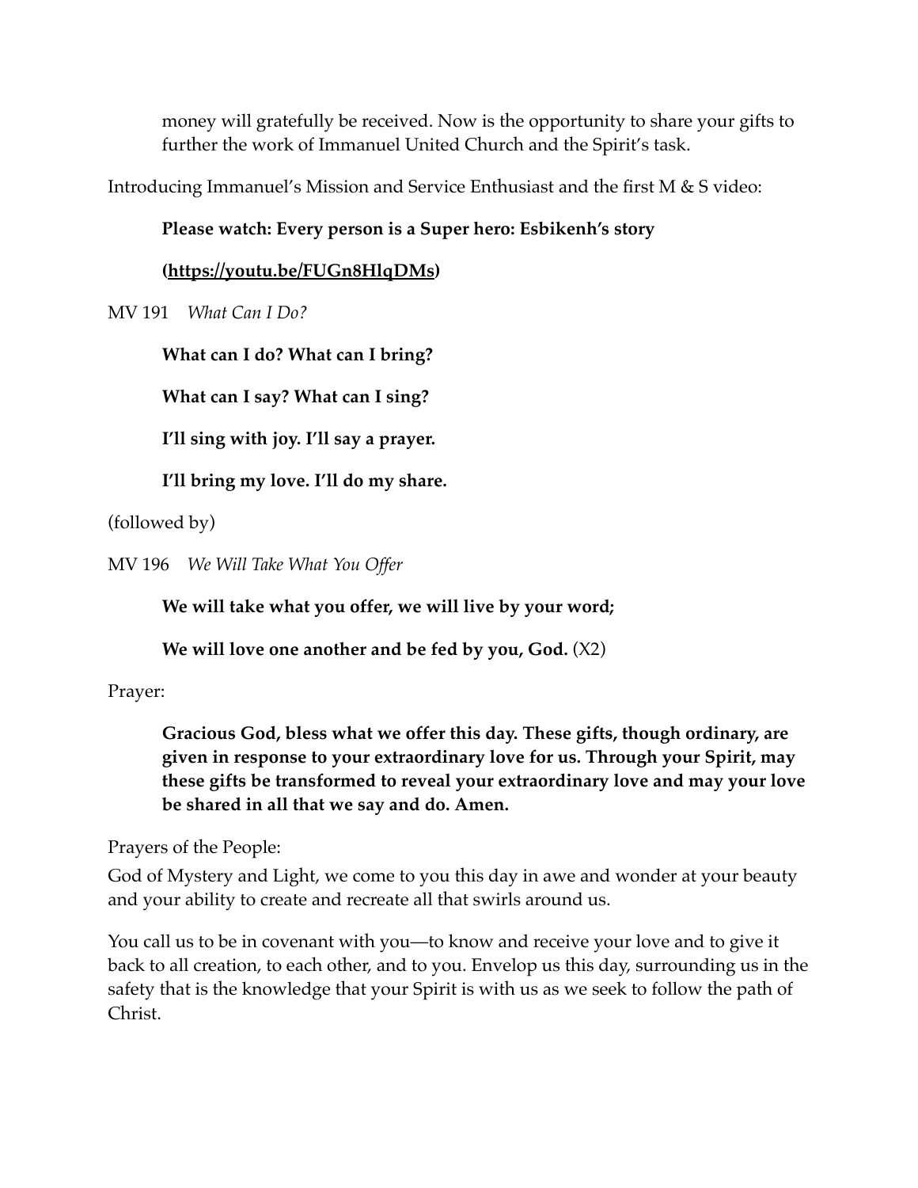money will gratefully be received. Now is the opportunity to share your gifts to further the work of Immanuel United Church and the Spirit's task.

Introducing Immanuel's Mission and Service Enthusiast and the first M & S video:

**Please watch: Every person is a Super hero: Esbikenh's story**

**([https://youtu.be/FUGn8HlqDMs](https://youtu.be/FUGn8HlqDMs))**

MV 191 *What Can I Do?*

**What can I do? What can I bring?**

**What can I say? What can I sing?**

**I'll sing with joy. I'll say a prayer.**

**I'll bring my love. I'll do my share.**

(followed by)

MV 196 *We Will Take What You Offer*

**We will take what you offer, we will live by your word;**

**We will love one another and be fed by you, God.** (X2)

Prayer:

**Gracious God, bless what we offer this day. These gifts, though ordinary, are given in response to your extraordinary love for us. Through your Spirit, may these gifts be transformed to reveal your extraordinary love and may your love be shared in all that we say and do. Amen.**

Prayers of the People:

God of Mystery and Light, we come to you this day in awe and wonder at your beauty and your ability to create and recreate all that swirls around us.

You call us to be in covenant with you—to know and receive your love and to give it back to all creation, to each other, and to you. Envelop us this day, surrounding us in the safety that is the knowledge that your Spirit is with us as we seek to follow the path of Christ.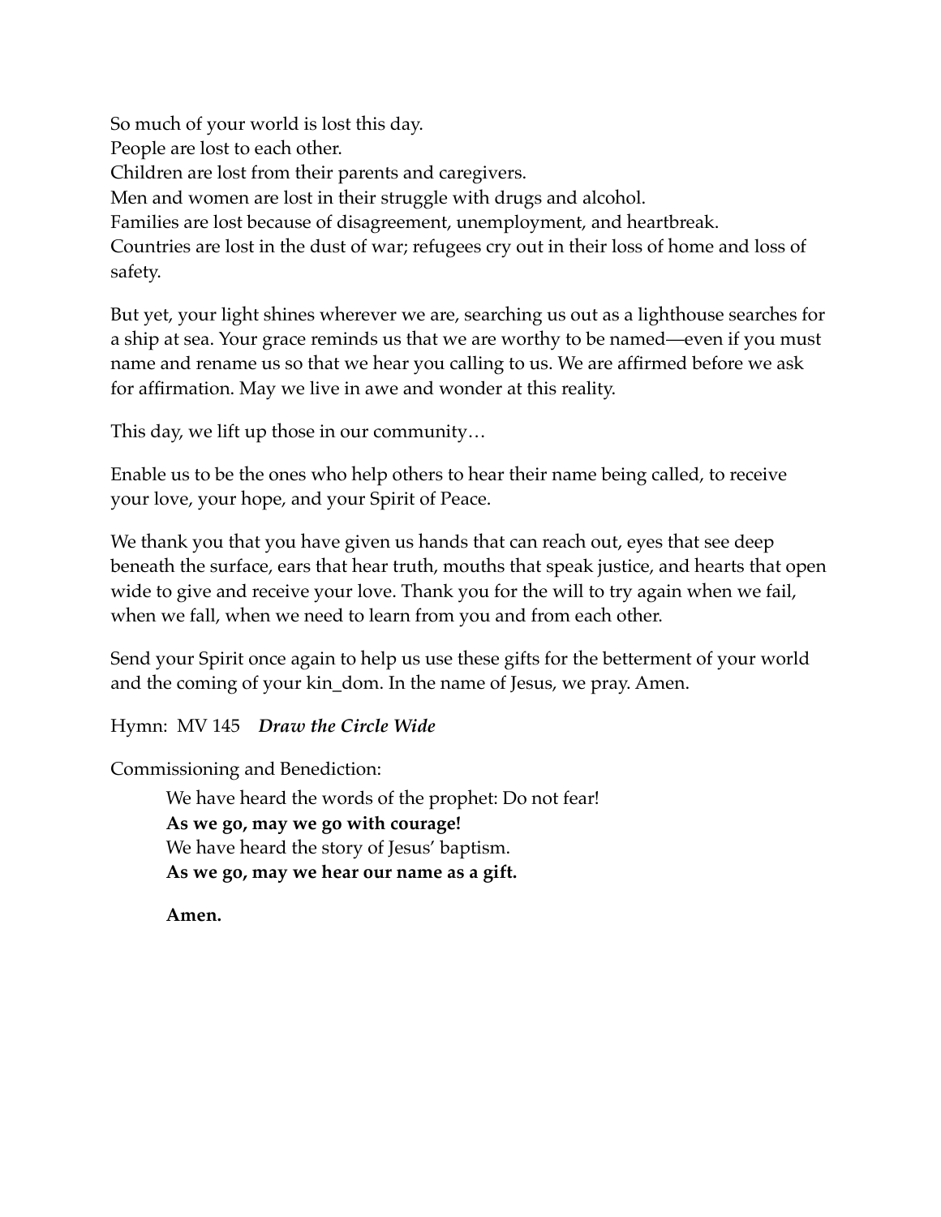So much of your world is lost this day.
People are lost to each other.
Children are lost from their parents and caregivers.
Men and women are lost in their struggle with drugs and alcohol.
Families are lost because of disagreement, unemployment, and heartbreak.
Countries are lost in the dust of war; refugees cry out in their loss of home and loss of safety.

But yet, your light shines wherever we are, searching us out as a lighthouse searches for a ship at sea. Your grace reminds us that we are worthy to be named—even if you must name and rename us so that we hear you calling to us. We are affirmed before we ask for affirmation. May we live in awe and wonder at this reality.

This day, we lift up those in our community…

Enable us to be the ones who help others to hear their name being called, to receive your love, your hope, and your Spirit of Peace.

We thank you that you have given us hands that can reach out, eyes that see deep beneath the surface, ears that hear truth, mouths that speak justice, and hearts that open wide to give and receive your love. Thank you for the will to try again when we fail, when we fall, when we need to learn from you and from each other.

Send your Spirit once again to help us use these gifts for the betterment of your world and the coming of your kin_dom. In the name of Jesus, we pray. Amen.

Hymn: MV 145 ***Draw the Circle Wide***

Commissioning and Benediction:

> We have heard the words of the prophet: Do not fear!
> **As we go, may we go with courage!**
> We have heard the story of Jesus' baptism.
> **As we go, may we hear our name as a gift.**
>
> **Amen.**